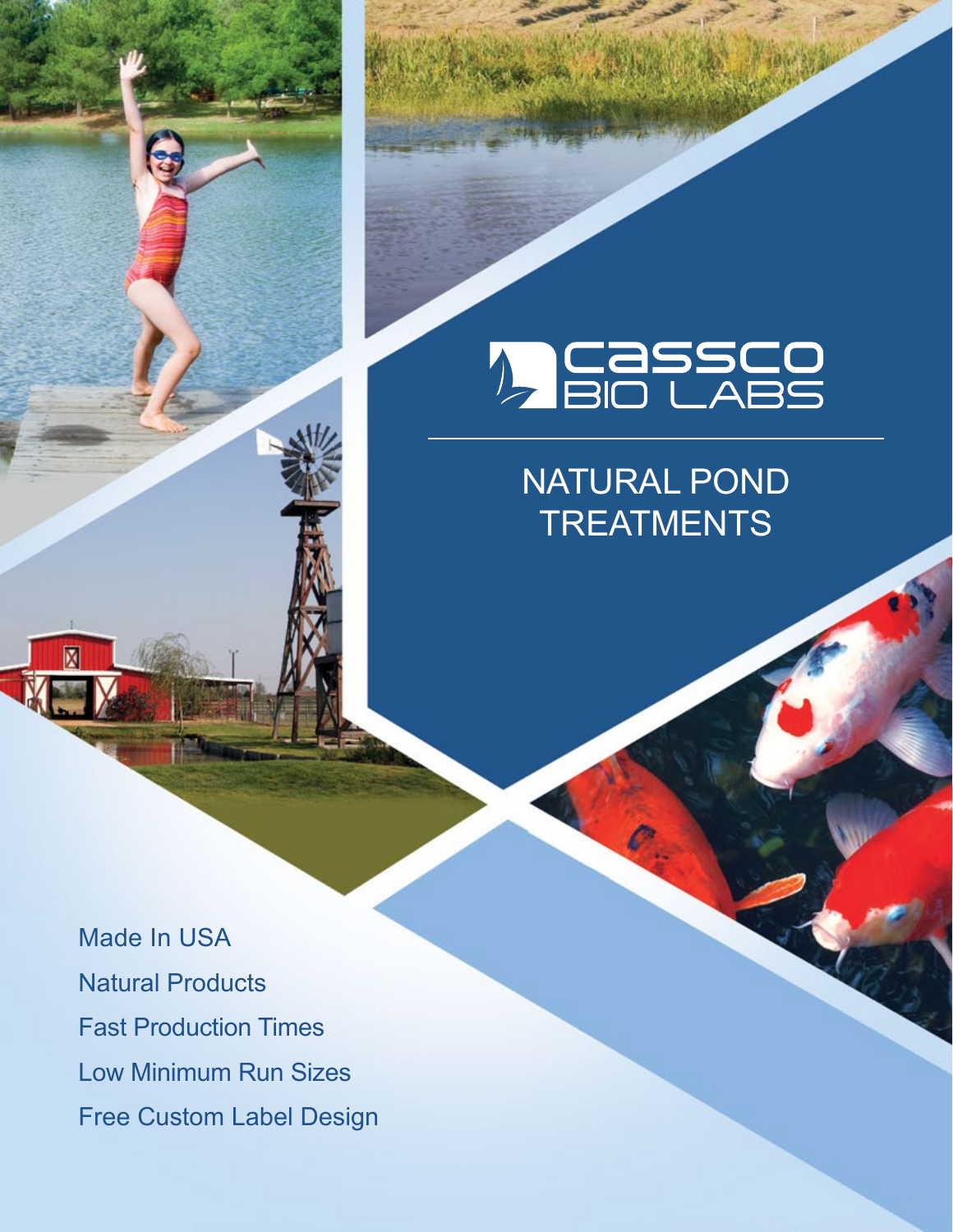# CASSCO BIO LABS

## NATURAL POND TREATMENTS

- Made In USA
- Natural Products
- Fast Production Times
- Low Minimum Run Sizes
- Free Custom Label Design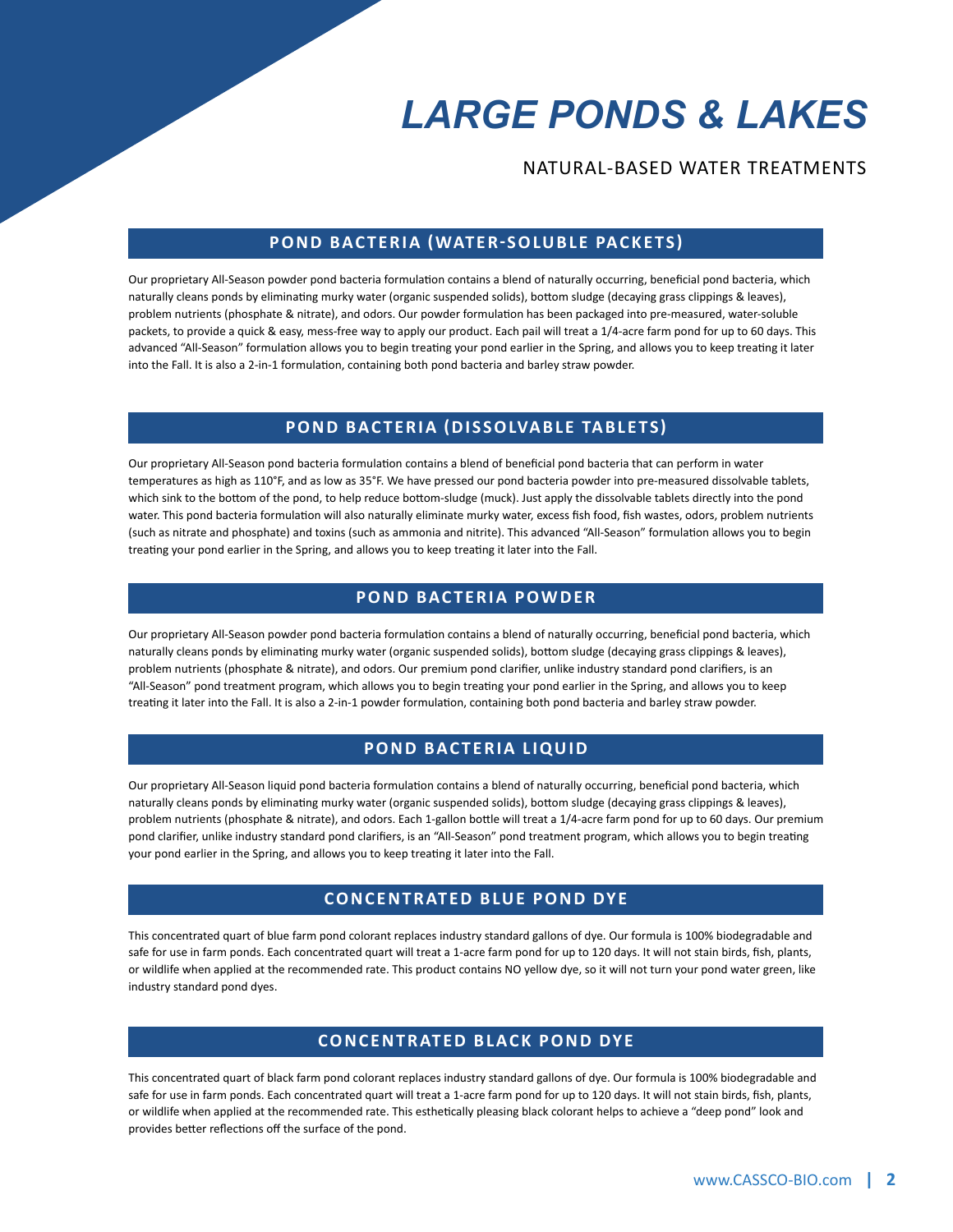# LARGE PONDS & LAKES

NATURAL-BASED WATER TREATMENTS

## POND BACTERIA (WATER-SOLUBLE PACKETS)

Our proprietary All-Season powder pond bacteria formulation contains a blend of naturally occurring, beneficial pond bacteria, which naturally cleans ponds by eliminating murky water (organic suspended solids), bottom sludge (decaying grass clippings & leaves), problem nutrients (phosphate & nitrate), and odors. Our powder formulation has been packaged into pre-measured, water-soluble packets, to provide a quick & easy, mess-free way to apply our product. Each pail will treat a 1/4-acre farm pond for up to 60 days. This advanced "All-Season" formulation allows you to begin treating your pond earlier in the Spring, and allows you to keep treating it later into the Fall. It is also a 2-in-1 formulation, containing both pond bacteria and barley straw powder.

## POND BACTERIA (DISSOLVABLE TABLETS)

Our proprietary All-Season pond bacteria formulation contains a blend of beneficial pond bacteria that can perform in water temperatures as high as 110°F, and as low as 35°F. We have pressed our pond bacteria powder into pre-measured dissolvable tablets, which sink to the bottom of the pond, to help reduce bottom-sludge (muck). Just apply the dissolvable tablets directly into the pond water. This pond bacteria formulation will also naturally eliminate murky water, excess fish food, fish wastes, odors, problem nutrients (such as nitrate and phosphate) and toxins (such as ammonia and nitrite). This advanced "All-Season" formulation allows you to begin treating your pond earlier in the Spring, and allows you to keep treating it later into the Fall.

## POND BACTERIA POWDER

Our proprietary All-Season powder pond bacteria formulation contains a blend of naturally occurring, beneficial pond bacteria, which naturally cleans ponds by eliminating murky water (organic suspended solids), bottom sludge (decaying grass clippings & leaves), problem nutrients (phosphate & nitrate), and odors. Our premium pond clarifier, unlike industry standard pond clarifiers, is an "All-Season" pond treatment program, which allows you to begin treating your pond earlier in the Spring, and allows you to keep treating it later into the Fall. It is also a 2-in-1 powder formulation, containing both pond bacteria and barley straw powder.

## POND BACTERIA LIQUID

Our proprietary All-Season liquid pond bacteria formulation contains a blend of naturally occurring, beneficial pond bacteria, which naturally cleans ponds by eliminating murky water (organic suspended solids), bottom sludge (decaying grass clippings & leaves), problem nutrients (phosphate & nitrate), and odors. Each 1-gallon bottle will treat a 1/4-acre farm pond for up to 60 days. Our premium pond clarifier, unlike industry standard pond clarifiers, is an "All-Season" pond treatment program, which allows you to begin treating your pond earlier in the Spring, and allows you to keep treating it later into the Fall.

## CONCENTRATED BLUE POND DYE

This concentrated quart of blue farm pond colorant replaces industry standard gallons of dye. Our formula is 100% biodegradable and safe for use in farm ponds. Each concentrated quart will treat a 1-acre farm pond for up to 120 days. It will not stain birds, fish, plants, or wildlife when applied at the recommended rate. This product contains NO yellow dye, so it will not turn your pond water green, like industry standard pond dyes.

## CONCENTRATED BLACK POND DYE

This concentrated quart of black farm pond colorant replaces industry standard gallons of dye. Our formula is 100% biodegradable and safe for use in farm ponds. Each concentrated quart will treat a 1-acre farm pond for up to 120 days. It will not stain birds, fish, plants, or wildlife when applied at the recommended rate. This esthetically pleasing black colorant helps to achieve a "deep pond" look and provides better reflections off the surface of the pond.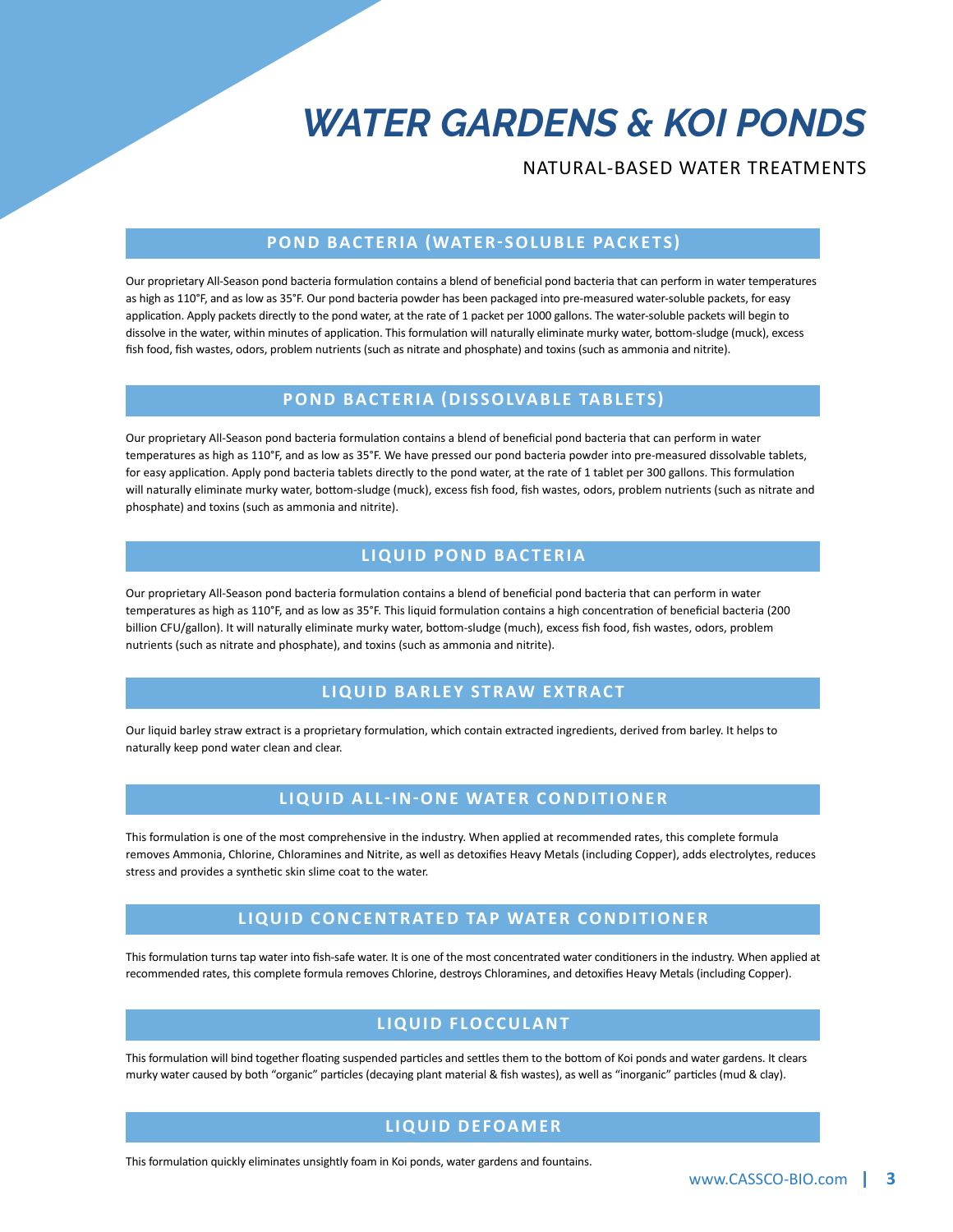# *WATER GARDENS & KOI PONDS*

NATURAL-BASED WATER TREATMENTS

## POND BACTERIA (WATER-SOLUBLE PACKETS)

Our proprietary All-Season pond bacteria formulation contains a blend of beneficial pond bacteria that can perform in water temperatures as high as 110°F, and as low as 35°F. Our pond bacteria powder has been packaged into pre-measured water-soluble packets, for easy application. Apply packets directly to the pond water, at the rate of 1 packet per 1000 gallons. The water-soluble packets will begin to dissolve in the water, within minutes of application. This formulation will naturally eliminate murky water, bottom-sludge (muck), excess fish food, fish wastes, odors, problem nutrients (such as nitrate and phosphate) and toxins (such as ammonia and nitrite).

## POND BACTERIA (DISSOLVABLE TABLETS)

Our proprietary All-Season pond bacteria formulation contains a blend of beneficial pond bacteria that can perform in water temperatures as high as 110°F, and as low as 35°F. We have pressed our pond bacteria powder into pre-measured dissolvable tablets, for easy application. Apply pond bacteria tablets directly to the pond water, at the rate of 1 tablet per 300 gallons. This formulation will naturally eliminate murky water, bottom-sludge (muck), excess fish food, fish wastes, odors, problem nutrients (such as nitrate and phosphate) and toxins (such as ammonia and nitrite).

## LIQUID POND BACTERIA

Our proprietary All-Season pond bacteria formulation contains a blend of beneficial pond bacteria that can perform in water temperatures as high as 110°F, and as low as 35°F. This liquid formulation contains a high concentration of beneficial bacteria (200 billion CFU/gallon). It will naturally eliminate murky water, bottom-sludge (much), excess fish food, fish wastes, odors, problem nutrients (such as nitrate and phosphate), and toxins (such as ammonia and nitrite).

## LIQUID BARLEY STRAW EXTRACT

Our liquid barley straw extract is a proprietary formulation, which contain extracted ingredients, derived from barley. It helps to naturally keep pond water clean and clear.

## LIQUID ALL-IN-ONE WATER CONDITIONER

This formulation is one of the most comprehensive in the industry. When applied at recommended rates, this complete formula removes Ammonia, Chlorine, Chloramines and Nitrite, as well as detoxifies Heavy Metals (including Copper), adds electrolytes, reduces stress and provides a synthetic skin slime coat to the water.

## LIQUID CONCENTRATED TAP WATER CONDITIONER

This formulation turns tap water into fish-safe water. It is one of the most concentrated water conditioners in the industry. When applied at recommended rates, this complete formula removes Chlorine, destroys Chloramines, and detoxifies Heavy Metals (including Copper).

## LIQUID FLOCCULANT

This formulation will bind together floating suspended particles and settles them to the bottom of Koi ponds and water gardens. It clears murky water caused by both "organic" particles (decaying plant material & fish wastes), as well as "inorganic" particles (mud & clay).

## LIQUID DEFOAMER

This formulation quickly eliminates unsightly foam in Koi ponds, water gardens and fountains.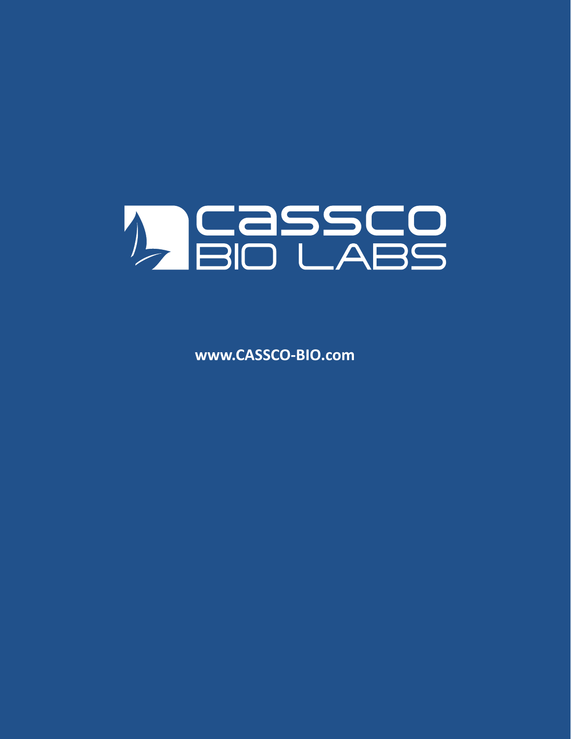CASSCO BIO LABS

**www.CASSCO-BIO.com**